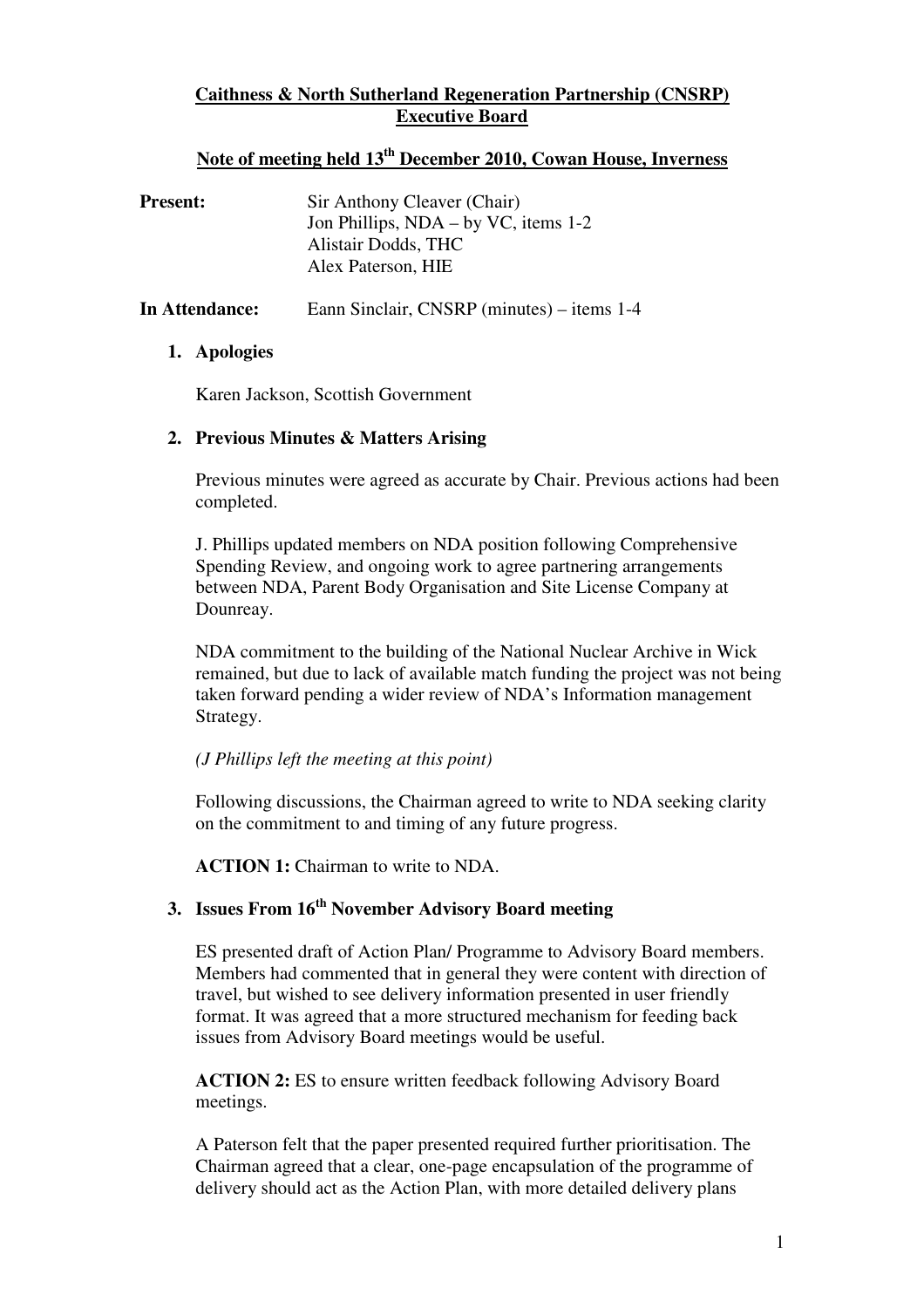**Caithness & North Sutherland Regeneration Partnership (CNSRP) Executive Board**

**Note of meeting held 13th December 2010, Cowan House, Inverness**

**Present:** Sir Anthony Cleaver (Chair)
Jon Phillips, NDA – by VC, items 1-2
Alistair Dodds, THC
Alex Paterson, HIE

**In Attendance:** Eann Sinclair, CNSRP (minutes) – items 1-4

1. **Apologies**

   Karen Jackson, Scottish Government

2. **Previous Minutes & Matters Arising**

   Previous minutes were agreed as accurate by Chair. Previous actions had been completed.

   J. Phillips updated members on NDA position following Comprehensive Spending Review, and ongoing work to agree partnering arrangements between NDA, Parent Body Organisation and Site License Company at Dounreay.

   NDA commitment to the building of the National Nuclear Archive in Wick remained, but due to lack of available match funding the project was not being taken forward pending a wider review of NDA's Information management Strategy.

   *(J Phillips left the meeting at this point)*

   Following discussions, the Chairman agreed to write to NDA seeking clarity on the commitment to and timing of any future progress.

   **ACTION 1:** Chairman to write to NDA.

3. **Issues From 16th November Advisory Board meeting**

   ES presented draft of Action Plan/ Programme to Advisory Board members. Members had commented that in general they were content with direction of travel, but wished to see delivery information presented in user friendly format. It was agreed that a more structured mechanism for feeding back issues from Advisory Board meetings would be useful.

   **ACTION 2:** ES to ensure written feedback following Advisory Board meetings.

   A Paterson felt that the paper presented required further prioritisation. The Chairman agreed that a clear, one-page encapsulation of the programme of delivery should act as the Action Plan, with more detailed delivery plans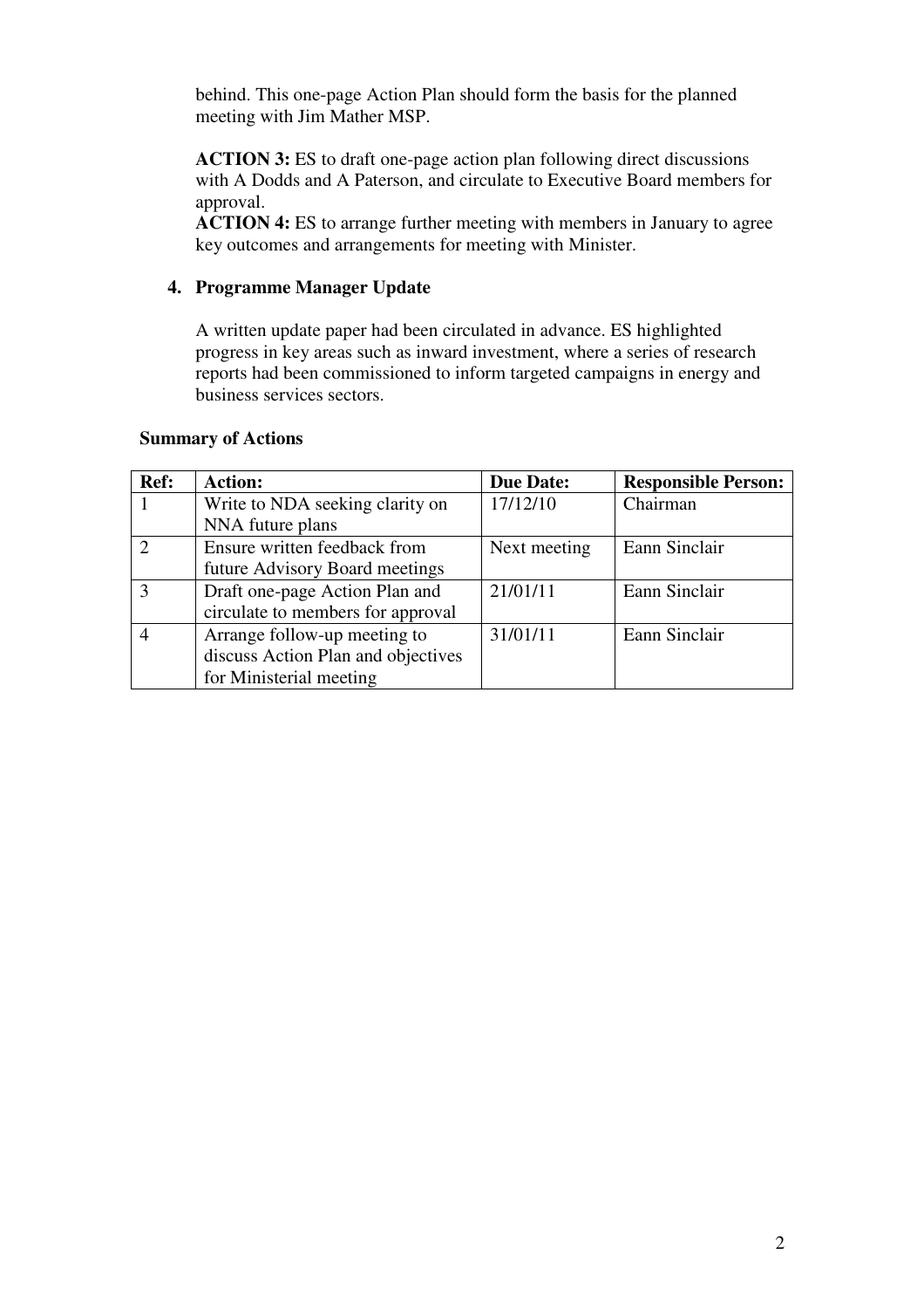behind. This one-page Action Plan should form the basis for the planned meeting with Jim Mather MSP.

**ACTION 3:** ES to draft one-page action plan following direct discussions with A Dodds and A Paterson, and circulate to Executive Board members for approval.
**ACTION 4:** ES to arrange further meeting with members in January to agree key outcomes and arrangements for meeting with Minister.

## 4. Programme Manager Update

A written update paper had been circulated in advance. ES highlighted progress in key areas such as inward investment, where a series of research reports had been commissioned to inform targeted campaigns in energy and business services sectors.

### Summary of Actions

| Ref: | Action: | Due Date: | Responsible Person: |
|---|---|---|---|
| 1 | Write to NDA seeking clarity on NNA future plans | 17/12/10 | Chairman |
| 2 | Ensure written feedback from future Advisory Board meetings | Next meeting | Eann Sinclair |
| 3 | Draft one-page Action Plan and circulate to members for approval | 21/01/11 | Eann Sinclair |
| 4 | Arrange follow-up meeting to discuss Action Plan and objectives for Ministerial meeting | 31/01/11 | Eann Sinclair |